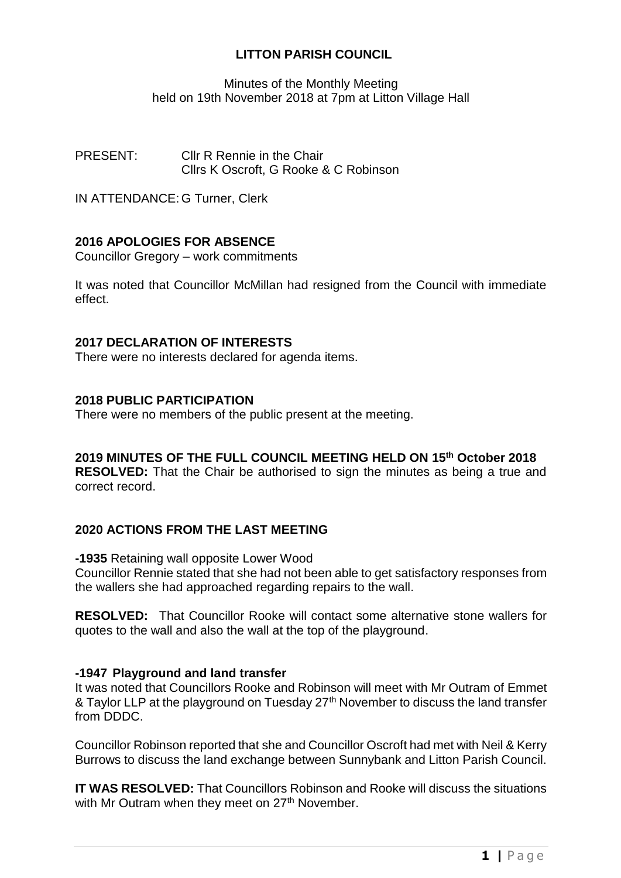# LITTON PARISH COUNCIL

Minutes of the Monthly Meeting
held on 19th November 2018 at 7pm at Litton Village Hall

PRESENT: Cllr R Rennie in the Chair
Cllrs K Oscroft, G Rooke & C Robinson

IN ATTENDANCE: G Turner, Clerk

## 2016 APOLOGIES FOR ABSENCE

Councillor Gregory – work commitments

It was noted that Councillor McMillan had resigned from the Council with immediate effect.

## 2017 DECLARATION OF INTERESTS

There were no interests declared for agenda items.

## 2018 PUBLIC PARTICIPATION

There were no members of the public present at the meeting.

## 2019 MINUTES OF THE FULL COUNCIL MEETING HELD ON 15th October 2018

**RESOLVED:** That the Chair be authorised to sign the minutes as being a true and correct record.

## 2020 ACTIONS FROM THE LAST MEETING

**-1935** Retaining wall opposite Lower Wood

Councillor Rennie stated that she had not been able to get satisfactory responses from the wallers she had approached regarding repairs to the wall.

**RESOLVED:** That Councillor Rooke will contact some alternative stone wallers for quotes to the wall and also the wall at the top of the playground.

### -1947 Playground and land transfer

It was noted that Councillors Rooke and Robinson will meet with Mr Outram of Emmet & Taylor LLP at the playground on Tuesday 27th November to discuss the land transfer from DDDC.

Councillor Robinson reported that she and Councillor Oscroft had met with Neil & Kerry Burrows to discuss the land exchange between Sunnybank and Litton Parish Council.

**IT WAS RESOLVED:** That Councillors Robinson and Rooke will discuss the situations with Mr Outram when they meet on 27th November.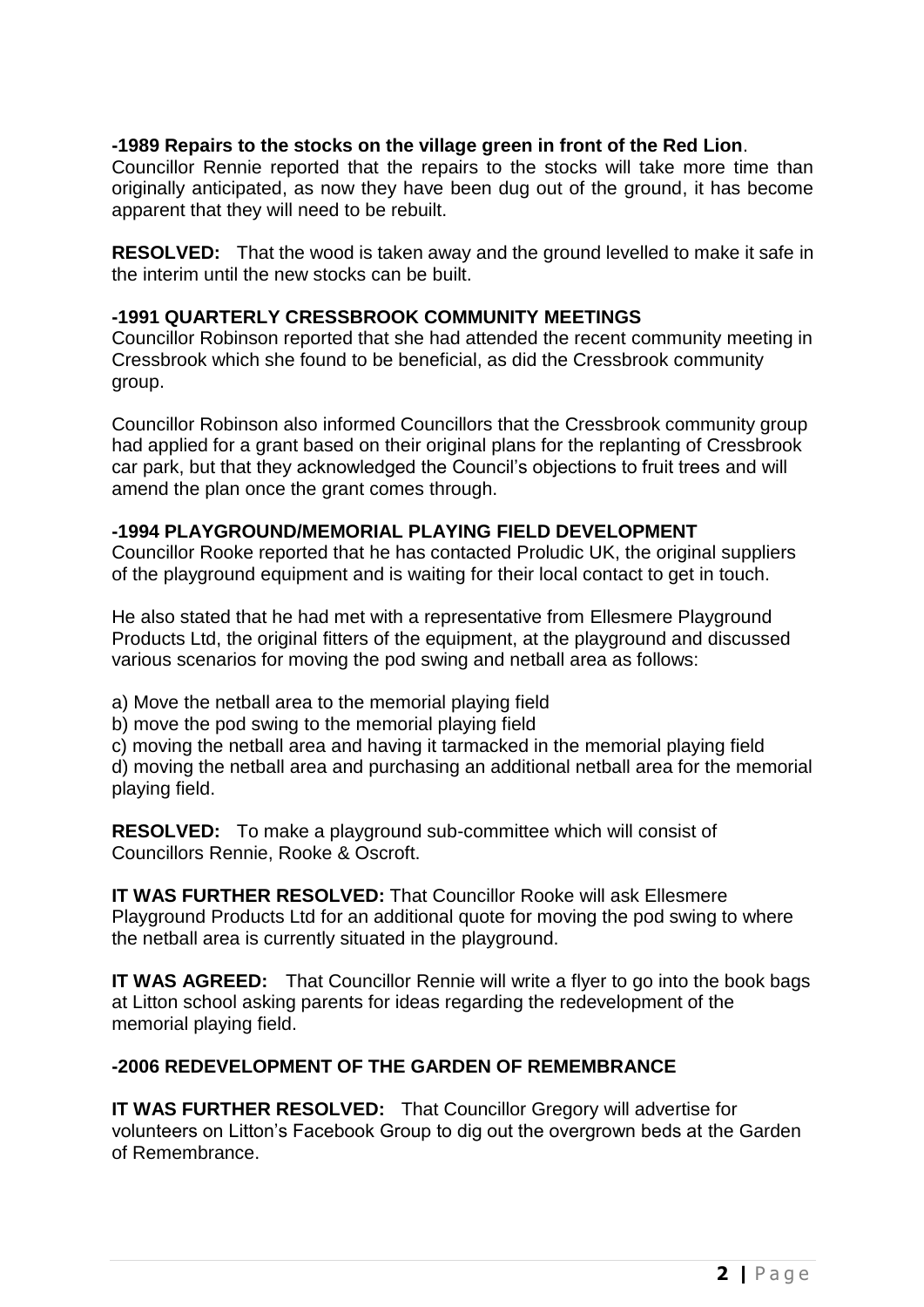**-1989 Repairs to the stocks on the village green in front of the Red Lion**.

Councillor Rennie reported that the repairs to the stocks will take more time than originally anticipated, as now they have been dug out of the ground, it has become apparent that they will need to be rebuilt.

**RESOLVED:** That the wood is taken away and the ground levelled to make it safe in the interim until the new stocks can be built.

**-1991 QUARTERLY CRESSBROOK COMMUNITY MEETINGS**

Councillor Robinson reported that she had attended the recent community meeting in Cressbrook which she found to be beneficial, as did the Cressbrook community group.

Councillor Robinson also informed Councillors that the Cressbrook community group had applied for a grant based on their original plans for the replanting of Cressbrook car park, but that they acknowledged the Council's objections to fruit trees and will amend the plan once the grant comes through.

**-1994 PLAYGROUND/MEMORIAL PLAYING FIELD DEVELOPMENT**

Councillor Rooke reported that he has contacted Proludic UK, the original suppliers of the playground equipment and is waiting for their local contact to get in touch.

He also stated that he had met with a representative from Ellesmere Playground Products Ltd, the original fitters of the equipment, at the playground and discussed various scenarios for moving the pod swing and netball area as follows:

a) Move the netball area to the memorial playing field
b) move the pod swing to the memorial playing field
c) moving the netball area and having it tarmacked in the memorial playing field
d) moving the netball area and purchasing an additional netball area for the memorial playing field.

**RESOLVED:** To make a playground sub-committee which will consist of Councillors Rennie, Rooke & Oscroft.

**IT WAS FURTHER RESOLVED:** That Councillor Rooke will ask Ellesmere Playground Products Ltd for an additional quote for moving the pod swing to where the netball area is currently situated in the playground.

**IT WAS AGREED:** That Councillor Rennie will write a flyer to go into the book bags at Litton school asking parents for ideas regarding the redevelopment of the memorial playing field.

**-2006 REDEVELOPMENT OF THE GARDEN OF REMEMBRANCE**

**IT WAS FURTHER RESOLVED:** That Councillor Gregory will advertise for volunteers on Litton's Facebook Group to dig out the overgrown beds at the Garden of Remembrance.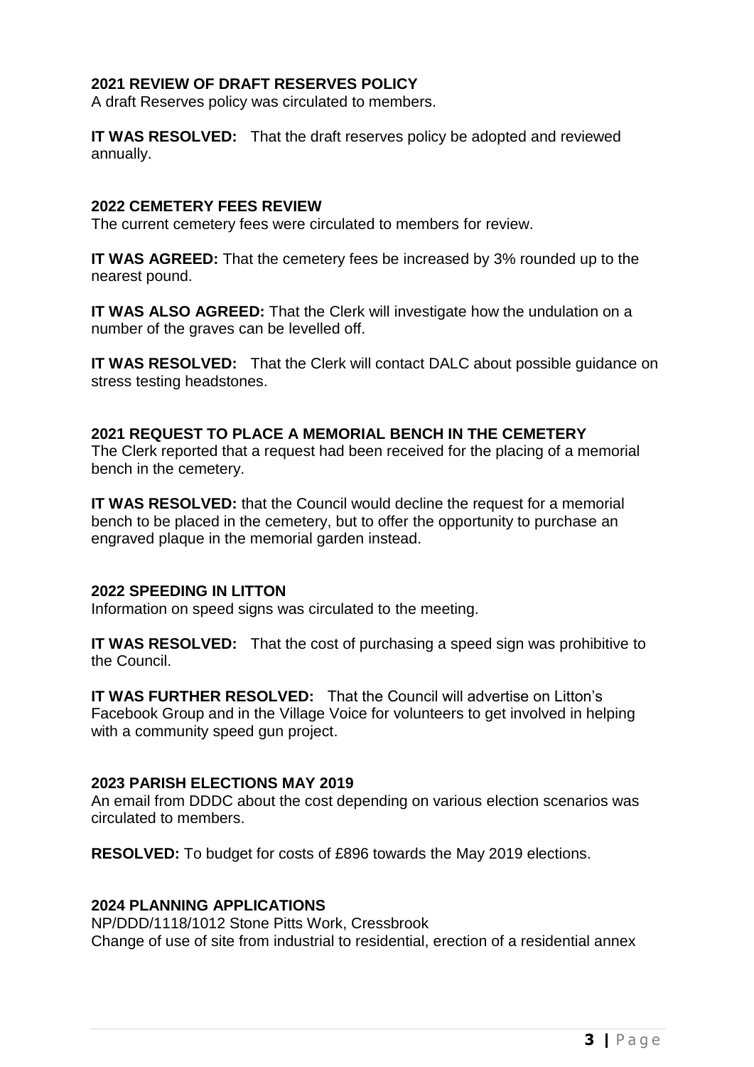**2021 REVIEW OF DRAFT RESERVES POLICY**
A draft Reserves policy was circulated to members.

**IT WAS RESOLVED:** That the draft reserves policy be adopted and reviewed annually.

**2022 CEMETERY FEES REVIEW**
The current cemetery fees were circulated to members for review.

**IT WAS AGREED:** That the cemetery fees be increased by 3% rounded up to the nearest pound.

**IT WAS ALSO AGREED:** That the Clerk will investigate how the undulation on a number of the graves can be levelled off.

**IT WAS RESOLVED:** That the Clerk will contact DALC about possible guidance on stress testing headstones.

**2021 REQUEST TO PLACE A MEMORIAL BENCH IN THE CEMETERY**
The Clerk reported that a request had been received for the placing of a memorial bench in the cemetery.

**IT WAS RESOLVED:** that the Council would decline the request for a memorial bench to be placed in the cemetery, but to offer the opportunity to purchase an engraved plaque in the memorial garden instead.

**2022 SPEEDING IN LITTON**
Information on speed signs was circulated to the meeting.

**IT WAS RESOLVED:** That the cost of purchasing a speed sign was prohibitive to the Council.

**IT WAS FURTHER RESOLVED:** That the Council will advertise on Litton's Facebook Group and in the Village Voice for volunteers to get involved in helping with a community speed gun project.

**2023 PARISH ELECTIONS MAY 2019**
An email from DDDC about the cost depending on various election scenarios was circulated to members.

**RESOLVED:** To budget for costs of £896 towards the May 2019 elections.

**2024 PLANNING APPLICATIONS**
NP/DDD/1118/1012 Stone Pitts Work, Cressbrook
Change of use of site from industrial to residential, erection of a residential annex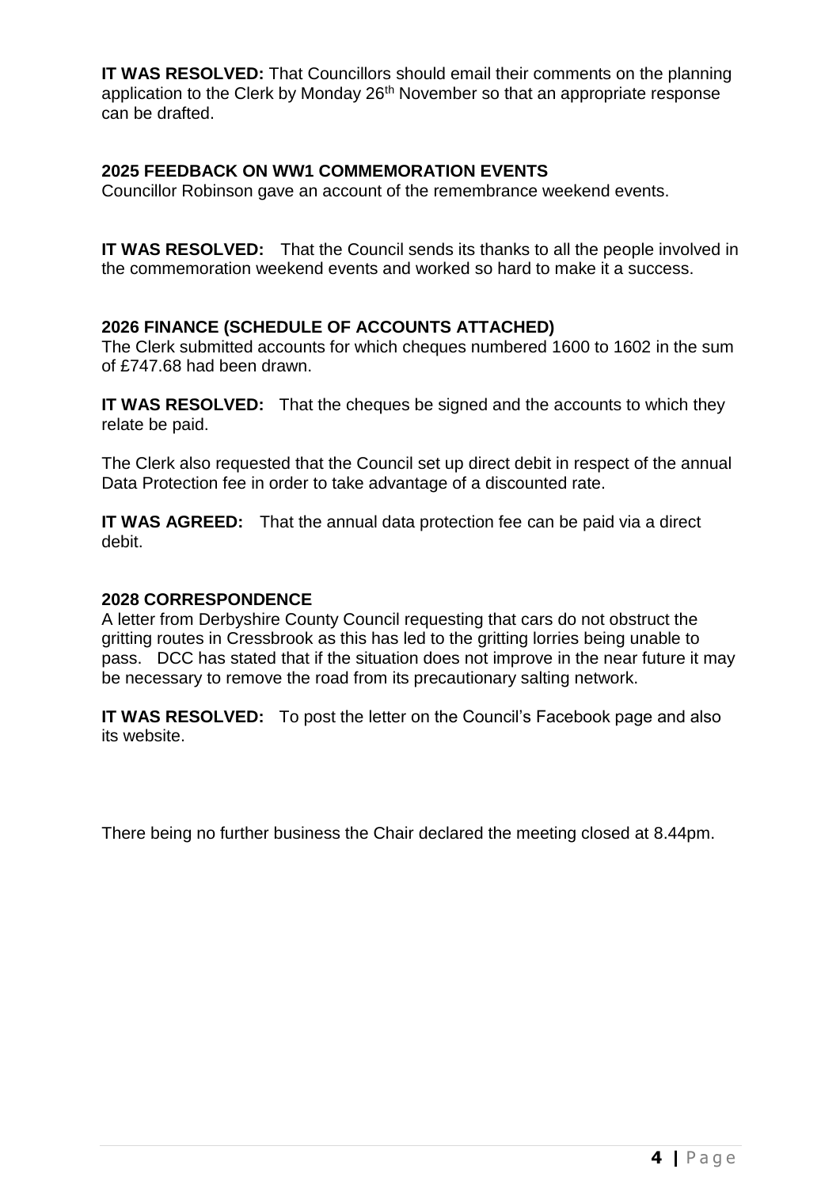**IT WAS RESOLVED:** That Councillors should email their comments on the planning application to the Clerk by Monday 26th November so that an appropriate response can be drafted.

**2025 FEEDBACK ON WW1 COMMEMORATION EVENTS**

Councillor Robinson gave an account of the remembrance weekend events.

**IT WAS RESOLVED:** That the Council sends its thanks to all the people involved in the commemoration weekend events and worked so hard to make it a success.

**2026 FINANCE (SCHEDULE OF ACCOUNTS ATTACHED)**

The Clerk submitted accounts for which cheques numbered 1600 to 1602 in the sum of £747.68 had been drawn.

**IT WAS RESOLVED:** That the cheques be signed and the accounts to which they relate be paid.

The Clerk also requested that the Council set up direct debit in respect of the annual Data Protection fee in order to take advantage of a discounted rate.

**IT WAS AGREED:** That the annual data protection fee can be paid via a direct debit.

**2028 CORRESPONDENCE**

A letter from Derbyshire County Council requesting that cars do not obstruct the gritting routes in Cressbrook as this has led to the gritting lorries being unable to pass. DCC has stated that if the situation does not improve in the near future it may be necessary to remove the road from its precautionary salting network.

**IT WAS RESOLVED:** To post the letter on the Council's Facebook page and also its website.

There being no further business the Chair declared the meeting closed at 8.44pm.